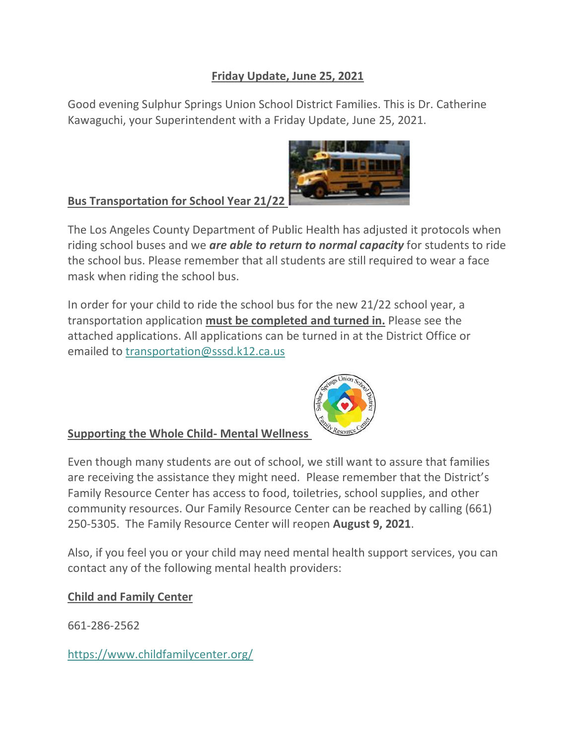**Friday Update, June 25, 2021**

Good evening Sulphur Springs Union School District Families. This is Dr. Catherine Kawaguchi, your Superintendent with a Friday Update, June 25, 2021.

## Bus Transportation for School Year 21/22

The Los Angeles County Department of Public Health has adjusted it protocols when riding school buses and we ***are able to return to normal capacity*** for students to ride the school bus. Please remember that all students are still required to wear a face mask when riding the school bus.

In order for your child to ride the school bus for the new 21/22 school year, a transportation application **must be completed and turned in.** Please see the attached applications. All applications can be turned in at the District Office or emailed to transportation@sssd.k12.ca.us

## Supporting the Whole Child- Mental Wellness

Even though many students are out of school, we still want to assure that families are receiving the assistance they might need. Please remember that the District's Family Resource Center has access to food, toiletries, school supplies, and other community resources. Our Family Resource Center can be reached by calling (661) 250-5305. The Family Resource Center will reopen **August 9, 2021**.

Also, if you feel you or your child may need mental health support services, you can contact any of the following mental health providers:

**Child and Family Center**

661-286-2562

https://www.childfamilycenter.org/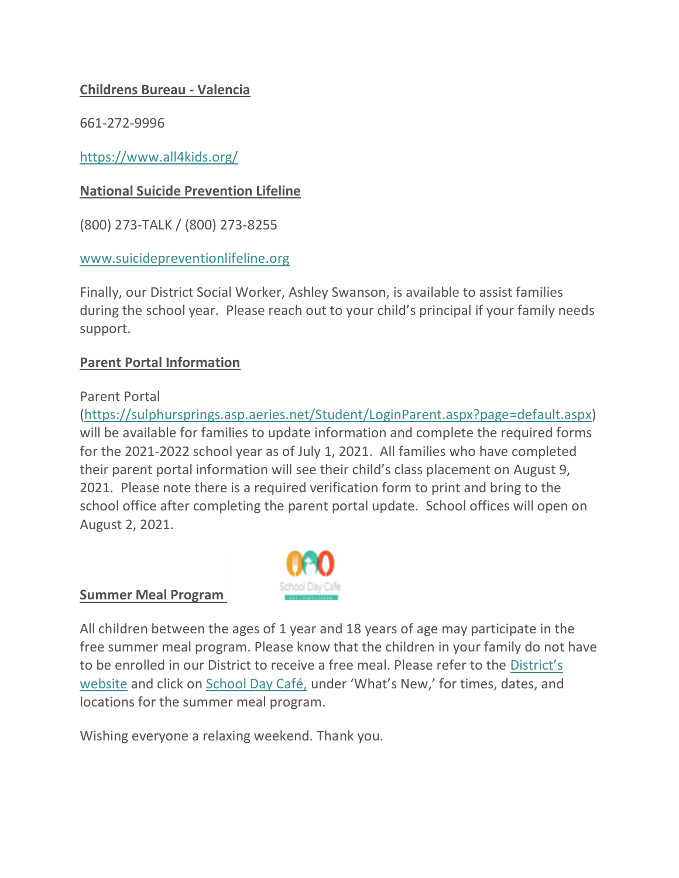**Childrens Bureau - Valencia**

661-272-9996

https://www.all4kids.org/

**National Suicide Prevention Lifeline**

(800) 273-TALK / (800) 273-8255

www.suicidepreventionlifeline.org

Finally, our District Social Worker, Ashley Swanson, is available to assist families during the school year. Please reach out to your child's principal if your family needs support.

**Parent Portal Information**

Parent Portal (https://sulphursprings.asp.aeries.net/Student/LoginParent.aspx?page=default.aspx) will be available for families to update information and complete the required forms for the 2021-2022 school year as of July 1, 2021. All families who have completed their parent portal information will see their child's class placement on August 9, 2021. Please note there is a required verification form to print and bring to the school office after completing the parent portal update. School offices will open on August 2, 2021.

**Summer Meal Program**

All children between the ages of 1 year and 18 years of age may participate in the free summer meal program. Please know that the children in your family do not have to be enrolled in our District to receive a free meal. Please refer to the District's website and click on School Day Café, under 'What's New,' for times, dates, and locations for the summer meal program.

Wishing everyone a relaxing weekend. Thank you.